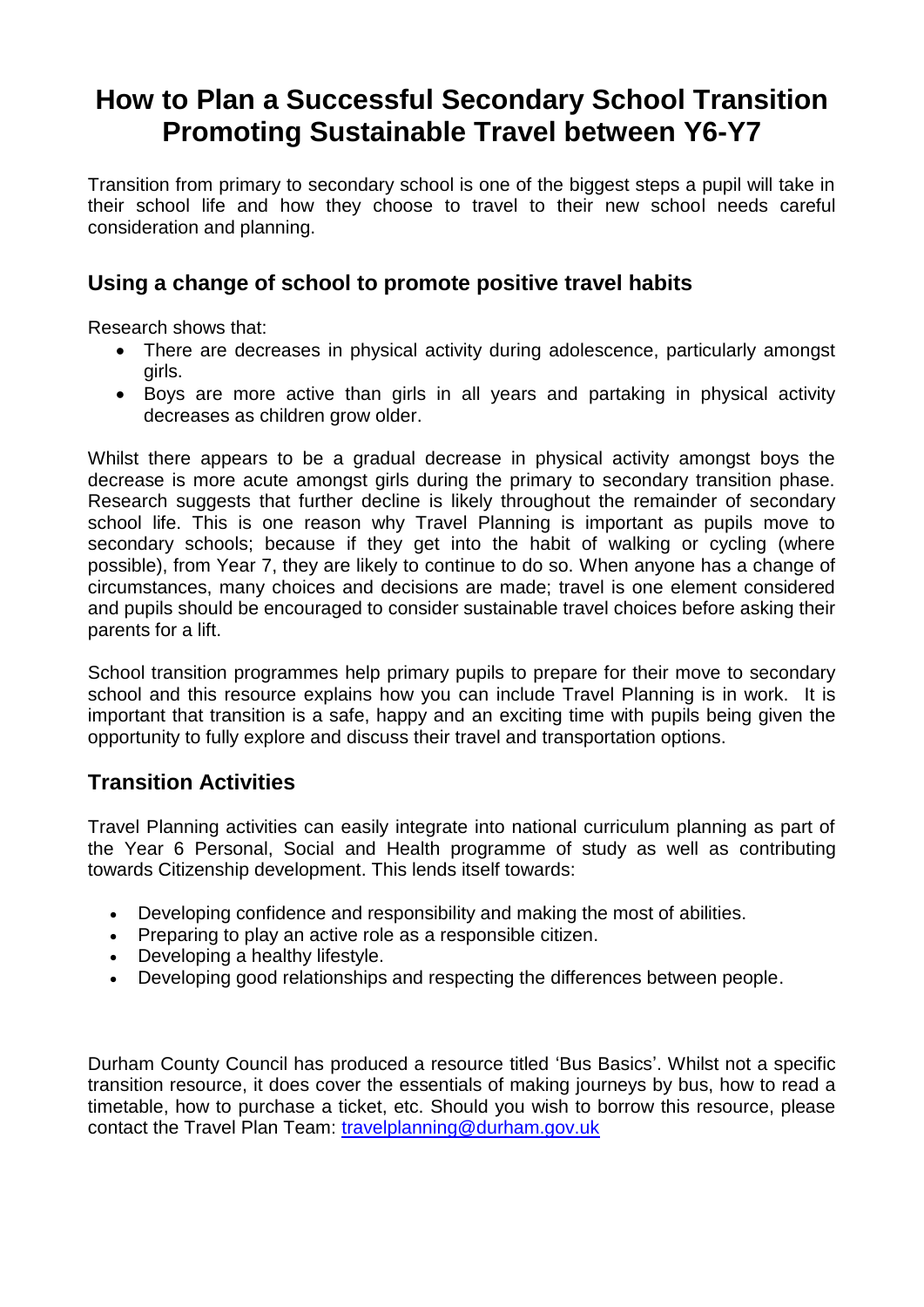# How to Plan a Successful Secondary School Transition Promoting Sustainable Travel between Y6-Y7

Transition from primary to secondary school is one of the biggest steps a pupil will take in their school life and how they choose to travel to their new school needs careful consideration and planning.

## Using a change of school to promote positive travel habits

Research shows that:

- There are decreases in physical activity during adolescence, particularly amongst girls.
- Boys are more active than girls in all years and partaking in physical activity decreases as children grow older.

Whilst there appears to be a gradual decrease in physical activity amongst boys the decrease is more acute amongst girls during the primary to secondary transition phase. Research suggests that further decline is likely throughout the remainder of secondary school life. This is one reason why Travel Planning is important as pupils move to secondary schools; because if they get into the habit of walking or cycling (where possible), from Year 7, they are likely to continue to do so. When anyone has a change of circumstances, many choices and decisions are made; travel is one element considered and pupils should be encouraged to consider sustainable travel choices before asking their parents for a lift.

School transition programmes help primary pupils to prepare for their move to secondary school and this resource explains how you can include Travel Planning is in work. It is important that transition is a safe, happy and an exciting time with pupils being given the opportunity to fully explore and discuss their travel and transportation options.

## Transition Activities

Travel Planning activities can easily integrate into national curriculum planning as part of the Year 6 Personal, Social and Health programme of study as well as contributing towards Citizenship development. This lends itself towards:

- Developing confidence and responsibility and making the most of abilities.
- Preparing to play an active role as a responsible citizen.
- Developing a healthy lifestyle.
- Developing good relationships and respecting the differences between people.

Durham County Council has produced a resource titled 'Bus Basics'. Whilst not a specific transition resource, it does cover the essentials of making journeys by bus, how to read a timetable, how to purchase a ticket, etc. Should you wish to borrow this resource, please contact the Travel Plan Team: travelplanning@durham.gov.uk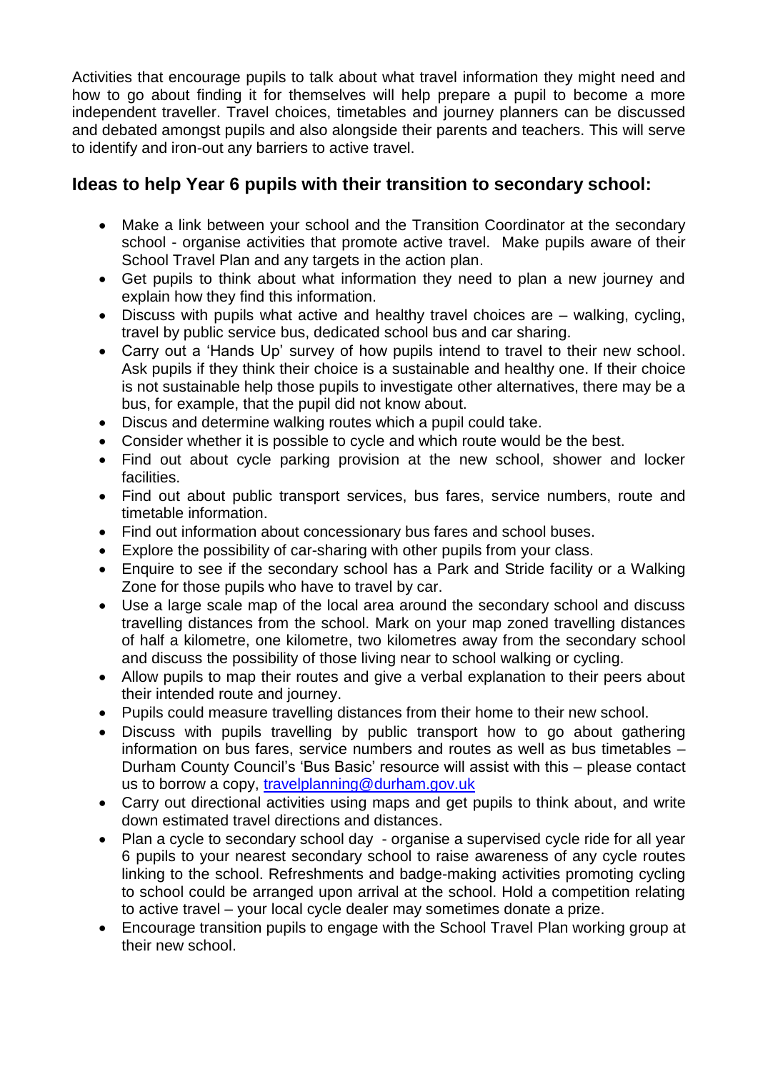Activities that encourage pupils to talk about what travel information they might need and how to go about finding it for themselves will help prepare a pupil to become a more independent traveller. Travel choices, timetables and journey planners can be discussed and debated amongst pupils and also alongside their parents and teachers. This will serve to identify and iron-out any barriers to active travel.

## Ideas to help Year 6 pupils with their transition to secondary school:

- Make a link between your school and the Transition Coordinator at the secondary school - organise activities that promote active travel. Make pupils aware of their School Travel Plan and any targets in the action plan.
- Get pupils to think about what information they need to plan a new journey and explain how they find this information.
- Discuss with pupils what active and healthy travel choices are – walking, cycling, travel by public service bus, dedicated school bus and car sharing.
- Carry out a 'Hands Up' survey of how pupils intend to travel to their new school. Ask pupils if they think their choice is a sustainable and healthy one. If their choice is not sustainable help those pupils to investigate other alternatives, there may be a bus, for example, that the pupil did not know about.
- Discus and determine walking routes which a pupil could take.
- Consider whether it is possible to cycle and which route would be the best.
- Find out about cycle parking provision at the new school, shower and locker facilities.
- Find out about public transport services, bus fares, service numbers, route and timetable information.
- Find out information about concessionary bus fares and school buses.
- Explore the possibility of car-sharing with other pupils from your class.
- Enquire to see if the secondary school has a Park and Stride facility or a Walking Zone for those pupils who have to travel by car.
- Use a large scale map of the local area around the secondary school and discuss travelling distances from the school. Mark on your map zoned travelling distances of half a kilometre, one kilometre, two kilometres away from the secondary school and discuss the possibility of those living near to school walking or cycling.
- Allow pupils to map their routes and give a verbal explanation to their peers about their intended route and journey.
- Pupils could measure travelling distances from their home to their new school.
- Discuss with pupils travelling by public transport how to go about gathering information on bus fares, service numbers and routes as well as bus timetables – Durham County Council's 'Bus Basic' resource will assist with this – please contact us to borrow a copy, travelplanning@durham.gov.uk
- Carry out directional activities using maps and get pupils to think about, and write down estimated travel directions and distances.
- Plan a cycle to secondary school day - organise a supervised cycle ride for all year 6 pupils to your nearest secondary school to raise awareness of any cycle routes linking to the school. Refreshments and badge-making activities promoting cycling to school could be arranged upon arrival at the school. Hold a competition relating to active travel – your local cycle dealer may sometimes donate a prize.
- Encourage transition pupils to engage with the School Travel Plan working group at their new school.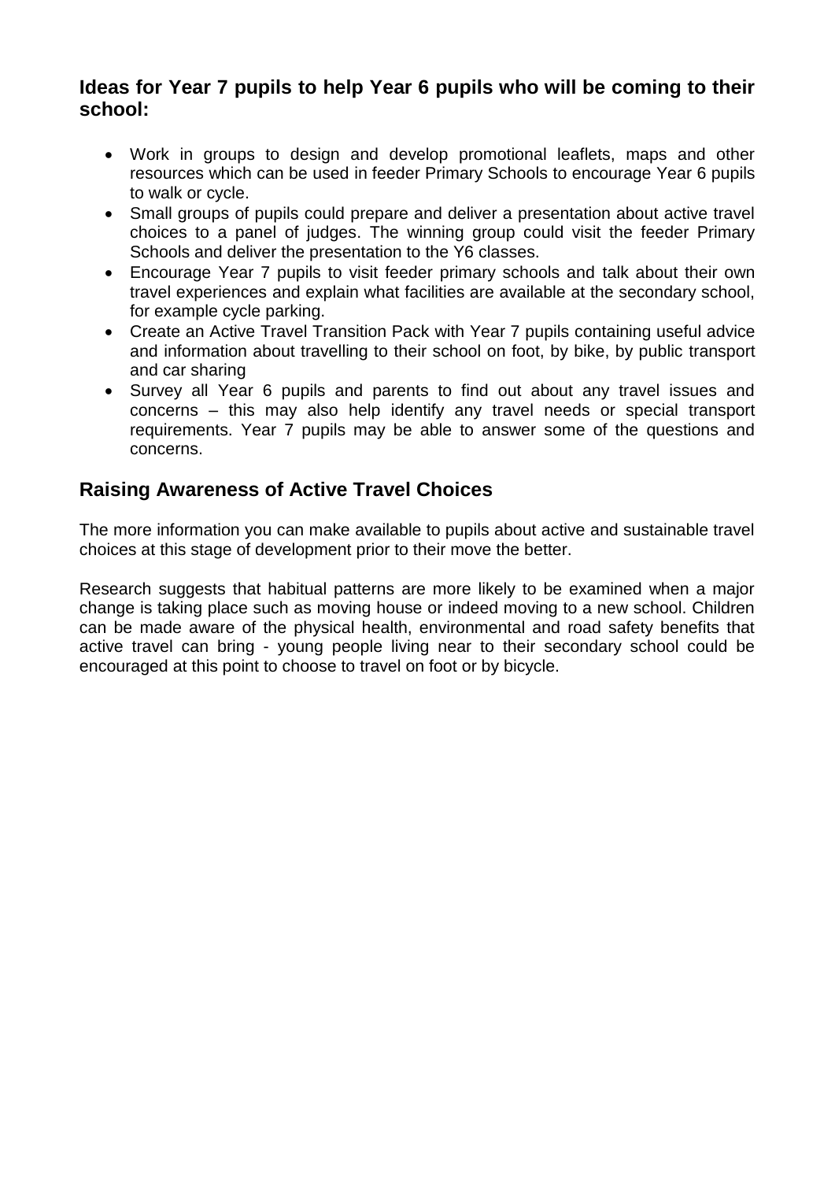### Ideas for Year 7 pupils to help Year 6 pupils who will be coming to their school:

- Work in groups to design and develop promotional leaflets, maps and other resources which can be used in feeder Primary Schools to encourage Year 6 pupils to walk or cycle.
- Small groups of pupils could prepare and deliver a presentation about active travel choices to a panel of judges. The winning group could visit the feeder Primary Schools and deliver the presentation to the Y6 classes.
- Encourage Year 7 pupils to visit feeder primary schools and talk about their own travel experiences and explain what facilities are available at the secondary school, for example cycle parking.
- Create an Active Travel Transition Pack with Year 7 pupils containing useful advice and information about travelling to their school on foot, by bike, by public transport and car sharing
- Survey all Year 6 pupils and parents to find out about any travel issues and concerns – this may also help identify any travel needs or special transport requirements. Year 7 pupils may be able to answer some of the questions and concerns.

## Raising Awareness of Active Travel Choices

The more information you can make available to pupils about active and sustainable travel choices at this stage of development prior to their move the better.

Research suggests that habitual patterns are more likely to be examined when a major change is taking place such as moving house or indeed moving to a new school. Children can be made aware of the physical health, environmental and road safety benefits that active travel can bring - young people living near to their secondary school could be encouraged at this point to choose to travel on foot or by bicycle.